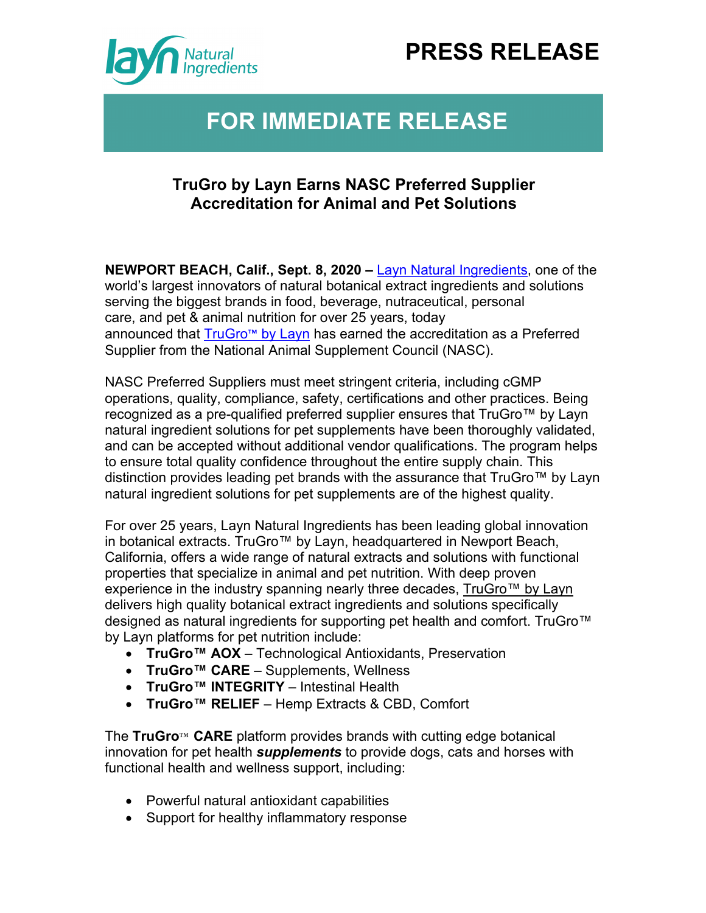layn Natural Ingredients

# PRESS RELEASE

## FOR IMMEDIATE RELEASE

### TruGro by Layn Earns NASC Preferred Supplier Accreditation for Animal and Pet Solutions

**NEWPORT BEACH, Calif., Sept. 8, 2020 –** Layn Natural Ingredients, one of the world's largest innovators of natural botanical extract ingredients and solutions serving the biggest brands in food, beverage, nutraceutical, personal care, and pet & animal nutrition for over 25 years, today announced that TruGro™ by Layn has earned the accreditation as a Preferred Supplier from the National Animal Supplement Council (NASC).

NASC Preferred Suppliers must meet stringent criteria, including cGMP operations, quality, compliance, safety, certifications and other practices. Being recognized as a pre-qualified preferred supplier ensures that TruGro™ by Layn natural ingredient solutions for pet supplements have been thoroughly validated, and can be accepted without additional vendor qualifications. The program helps to ensure total quality confidence throughout the entire supply chain. This distinction provides leading pet brands with the assurance that TruGro™ by Layn natural ingredient solutions for pet supplements are of the highest quality.

For over 25 years, Layn Natural Ingredients has been leading global innovation in botanical extracts. TruGro™ by Layn, headquartered in Newport Beach, California, offers a wide range of natural extracts and solutions with functional properties that specialize in animal and pet nutrition. With deep proven experience in the industry spanning nearly three decades, TruGro™ by Layn delivers high quality botanical extract ingredients and solutions specifically designed as natural ingredients for supporting pet health and comfort. TruGro™ by Layn platforms for pet nutrition include:

- **TruGro™ AOX** – Technological Antioxidants, Preservation
- **TruGro™ CARE** – Supplements, Wellness
- **TruGro™ INTEGRITY** – Intestinal Health
- **TruGro™ RELIEF** – Hemp Extracts & CBD, Comfort

The **TruGro**™ **CARE** platform provides brands with cutting edge botanical innovation for pet health ***supplements*** to provide dogs, cats and horses with functional health and wellness support, including:

- Powerful natural antioxidant capabilities
- Support for healthy inflammatory response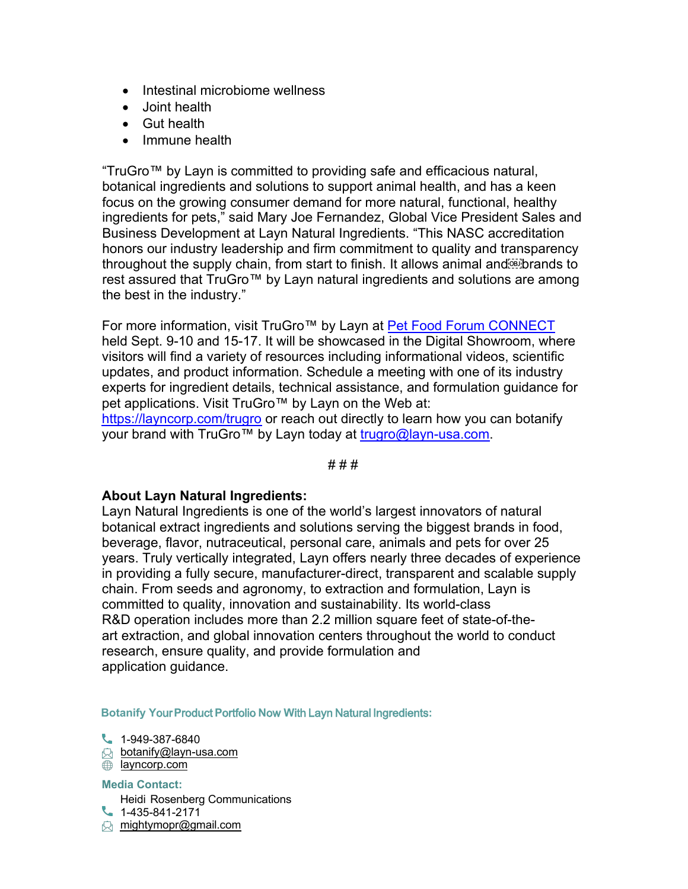- Intestinal microbiome wellness
- Joint health
- Gut health
- Immune health

"TruGro™ by Layn is committed to providing safe and efficacious natural, botanical ingredients and solutions to support animal health, and has a keen focus on the growing consumer demand for more natural, functional, healthy ingredients for pets," said Mary Joe Fernandez, Global Vice President Sales and Business Development at Layn Natural Ingredients. "This NASC accreditation honors our industry leadership and firm commitment to quality and transparency throughout the supply chain, from start to finish. It allows animal and brands to rest assured that TruGro™ by Layn natural ingredients and solutions are among the best in the industry."

For more information, visit TruGro™ by Layn at Pet Food Forum CONNECT held Sept. 9-10 and 15-17. It will be showcased in the Digital Showroom, where visitors will find a variety of resources including informational videos, scientific updates, and product information. Schedule a meeting with one of its industry experts for ingredient details, technical assistance, and formulation guidance for pet applications. Visit TruGro™ by Layn on the Web at: https://layncorp.com/trugro or reach out directly to learn how you can botanify your brand with TruGro™ by Layn today at trugro@layn-usa.com.

# # #

**About Layn Natural Ingredients:**
Layn Natural Ingredients is one of the world's largest innovators of natural botanical extract ingredients and solutions serving the biggest brands in food, beverage, flavor, nutraceutical, personal care, animals and pets for over 25 years. Truly vertically integrated, Layn offers nearly three decades of experience in providing a fully secure, manufacturer-direct, transparent and scalable supply chain. From seeds and agronomy, to extraction and formulation, Layn is committed to quality, innovation and sustainability. Its world-class R&D operation includes more than 2.2 million square feet of state-of-the-art extraction, and global innovation centers throughout the world to conduct research, ensure quality, and provide formulation and application guidance.

**Botanify Your Product Portfolio Now With Layn Natural Ingredients:**

1-949-387-6840
botanify@layn-usa.com
layncorp.com

**Media Contact:**
Heidi Rosenberg Communications
1-435-841-2171
mightymopr@gmail.com